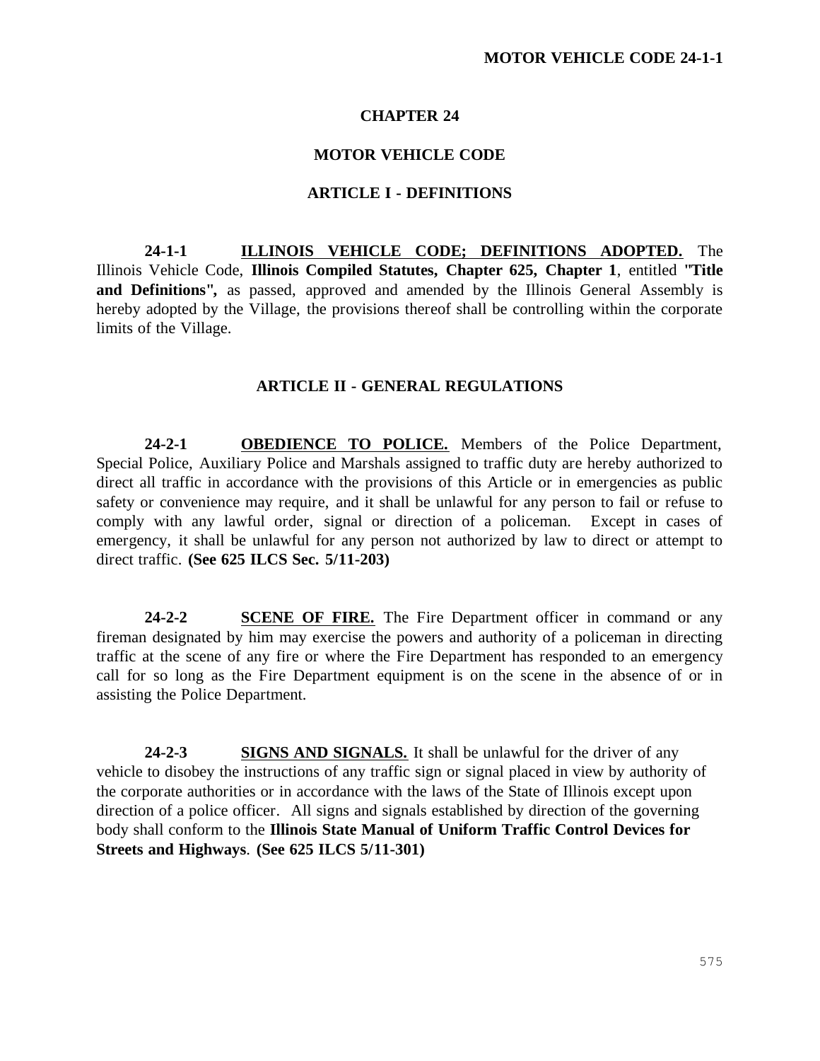# CHAPTER 24

# MOTOR VEHICLE CODE

## ARTICLE I - DEFINITIONS

**24-1-1** **ILLINOIS VEHICLE CODE; DEFINITIONS ADOPTED.** The Illinois Vehicle Code, **Illinois Compiled Statutes, Chapter 625, Chapter 1**, entitled **"Title and Definitions",** as passed, approved and amended by the Illinois General Assembly is hereby adopted by the Village, the provisions thereof shall be controlling within the corporate limits of the Village.

## ARTICLE II - GENERAL REGULATIONS

**24-2-1** **OBEDIENCE TO POLICE.** Members of the Police Department, Special Police, Auxiliary Police and Marshals assigned to traffic duty are hereby authorized to direct all traffic in accordance with the provisions of this Article or in emergencies as public safety or convenience may require, and it shall be unlawful for any person to fail or refuse to comply with any lawful order, signal or direction of a policeman. Except in cases of emergency, it shall be unlawful for any person not authorized by law to direct or attempt to direct traffic. **(See 625 ILCS Sec. 5/11-203)**

**24-2-2** **SCENE OF FIRE.** The Fire Department officer in command or any fireman designated by him may exercise the powers and authority of a policeman in directing traffic at the scene of any fire or where the Fire Department has responded to an emergency call for so long as the Fire Department equipment is on the scene in the absence of or in assisting the Police Department.

**24-2-3** **SIGNS AND SIGNALS.** It shall be unlawful for the driver of any vehicle to disobey the instructions of any traffic sign or signal placed in view by authority of the corporate authorities or in accordance with the laws of the State of Illinois except upon direction of a police officer. All signs and signals established by direction of the governing body shall conform to the **Illinois State Manual of Uniform Traffic Control Devices for Streets and Highways**. **(See 625 ILCS 5/11-301)**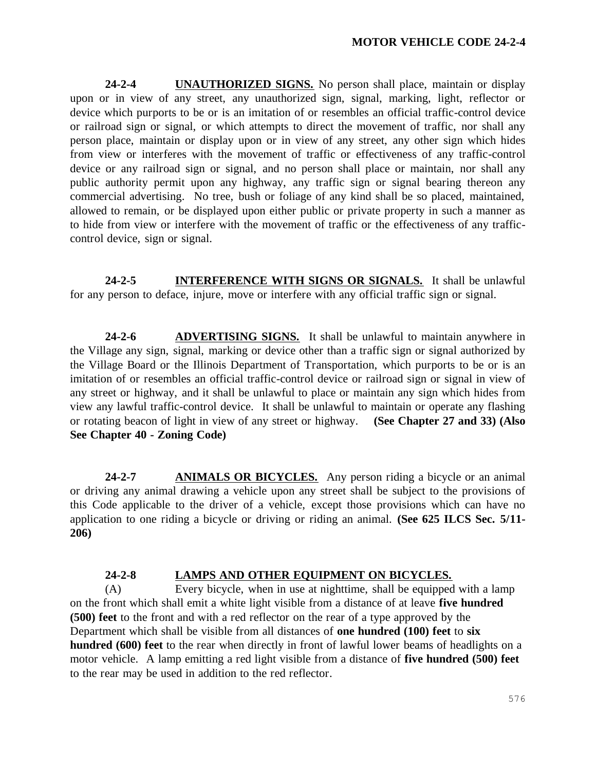**24-2-4 UNAUTHORIZED SIGNS.** No person shall place, maintain or display upon or in view of any street, any unauthorized sign, signal, marking, light, reflector or device which purports to be or is an imitation of or resembles an official traffic-control device or railroad sign or signal, or which attempts to direct the movement of traffic, nor shall any person place, maintain or display upon or in view of any street, any other sign which hides from view or interferes with the movement of traffic or effectiveness of any traffic-control device or any railroad sign or signal, and no person shall place or maintain, nor shall any public authority permit upon any highway, any traffic sign or signal bearing thereon any commercial advertising. No tree, bush or foliage of any kind shall be so placed, maintained, allowed to remain, or be displayed upon either public or private property in such a manner as to hide from view or interfere with the movement of traffic or the effectiveness of any traffic-control device, sign or signal.

**24-2-5 INTERFERENCE WITH SIGNS OR SIGNALS.** It shall be unlawful for any person to deface, injure, move or interfere with any official traffic sign or signal.

**24-2-6 ADVERTISING SIGNS.** It shall be unlawful to maintain anywhere in the Village any sign, signal, marking or device other than a traffic sign or signal authorized by the Village Board or the Illinois Department of Transportation, which purports to be or is an imitation of or resembles an official traffic-control device or railroad sign or signal in view of any street or highway, and it shall be unlawful to place or maintain any sign which hides from view any lawful traffic-control device. It shall be unlawful to maintain or operate any flashing or rotating beacon of light in view of any street or highway. **(See Chapter 27 and 33) (Also See Chapter 40 - Zoning Code)**

**24-2-7 ANIMALS OR BICYCLES.** Any person riding a bicycle or an animal or driving any animal drawing a vehicle upon any street shall be subject to the provisions of this Code applicable to the driver of a vehicle, except those provisions which can have no application to one riding a bicycle or driving or riding an animal. **(See 625 ILCS Sec. 5/11-206)**

**24-2-8 LAMPS AND OTHER EQUIPMENT ON BICYCLES.**

(A) Every bicycle, when in use at nighttime, shall be equipped with a lamp on the front which shall emit a white light visible from a distance of at leave **five hundred (500) feet** to the front and with a red reflector on the rear of a type approved by the Department which shall be visible from all distances of **one hundred (100) feet** to **six hundred (600) feet** to the rear when directly in front of lawful lower beams of headlights on a motor vehicle. A lamp emitting a red light visible from a distance of **five hundred (500) feet** to the rear may be used in addition to the red reflector.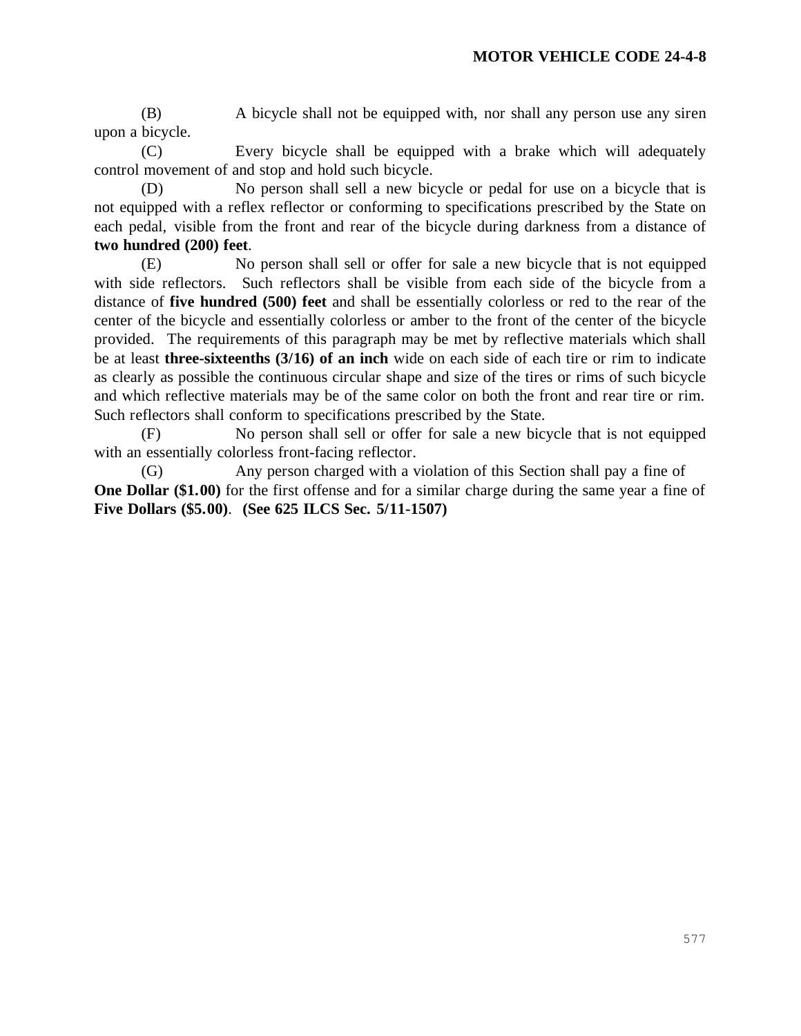(B) A bicycle shall not be equipped with, nor shall any person use any siren upon a bicycle.

(C) Every bicycle shall be equipped with a brake which will adequately control movement of and stop and hold such bicycle.

(D) No person shall sell a new bicycle or pedal for use on a bicycle that is not equipped with a reflex reflector or conforming to specifications prescribed by the State on each pedal, visible from the front and rear of the bicycle during darkness from a distance of **two hundred (200) feet**.

(E) No person shall sell or offer for sale a new bicycle that is not equipped with side reflectors. Such reflectors shall be visible from each side of the bicycle from a distance of **five hundred (500) feet** and shall be essentially colorless or red to the rear of the center of the bicycle and essentially colorless or amber to the front of the center of the bicycle provided. The requirements of this paragraph may be met by reflective materials which shall be at least **three-sixteenths (3/16) of an inch** wide on each side of each tire or rim to indicate as clearly as possible the continuous circular shape and size of the tires or rims of such bicycle and which reflective materials may be of the same color on both the front and rear tire or rim. Such reflectors shall conform to specifications prescribed by the State.

(F) No person shall sell or offer for sale a new bicycle that is not equipped with an essentially colorless front-facing reflector.

(G) Any person charged with a violation of this Section shall pay a fine of **One Dollar ($1.00)** for the first offense and for a similar charge during the same year a fine of **Five Dollars ($5.00)**. **(See 625 ILCS Sec. 5/11-1507)**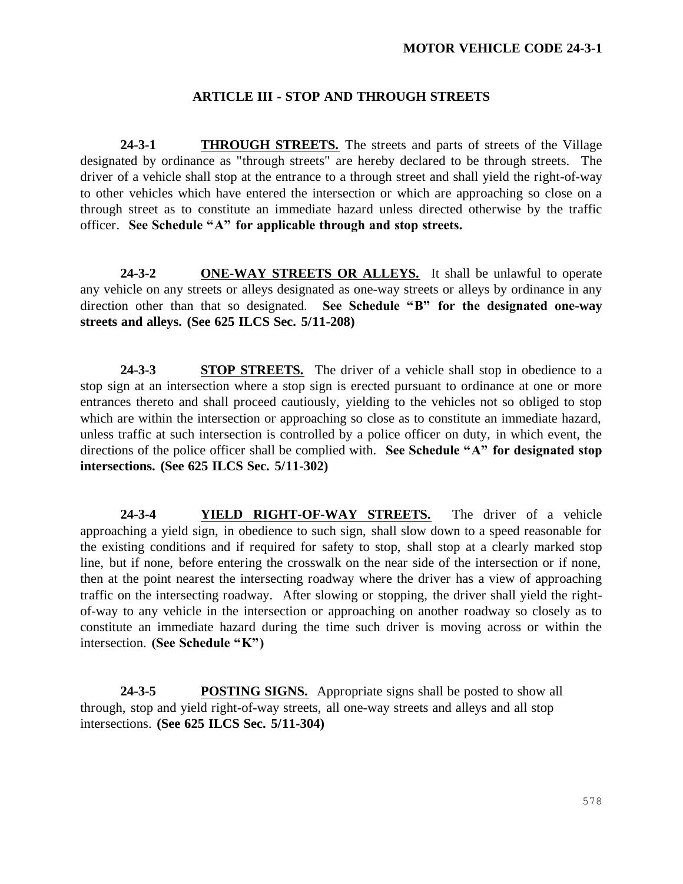## ARTICLE III - STOP AND THROUGH STREETS

**24-3-1** **THROUGH STREETS.** The streets and parts of streets of the Village designated by ordinance as "through streets" are hereby declared to be through streets. The driver of a vehicle shall stop at the entrance to a through street and shall yield the right-of-way to other vehicles which have entered the intersection or which are approaching so close on a through street as to constitute an immediate hazard unless directed otherwise by the traffic officer. **See Schedule "A" for applicable through and stop streets.**

**24-3-2** **ONE-WAY STREETS OR ALLEYS.** It shall be unlawful to operate any vehicle on any streets or alleys designated as one-way streets or alleys by ordinance in any direction other than that so designated. **See Schedule "B" for the designated one-way streets and alleys. (See 625 ILCS Sec. 5/11-208)**

**24-3-3** **STOP STREETS.** The driver of a vehicle shall stop in obedience to a stop sign at an intersection where a stop sign is erected pursuant to ordinance at one or more entrances thereto and shall proceed cautiously, yielding to the vehicles not so obliged to stop which are within the intersection or approaching so close as to constitute an immediate hazard, unless traffic at such intersection is controlled by a police officer on duty, in which event, the directions of the police officer shall be complied with. **See Schedule "A" for designated stop intersections. (See 625 ILCS Sec. 5/11-302)**

**24-3-4** **YIELD RIGHT-OF-WAY STREETS.** The driver of a vehicle approaching a yield sign, in obedience to such sign, shall slow down to a speed reasonable for the existing conditions and if required for safety to stop, shall stop at a clearly marked stop line, but if none, before entering the crosswalk on the near side of the intersection or if none, then at the point nearest the intersecting roadway where the driver has a view of approaching traffic on the intersecting roadway. After slowing or stopping, the driver shall yield the right-of-way to any vehicle in the intersection or approaching on another roadway so closely as to constitute an immediate hazard during the time such driver is moving across or within the intersection. **(See Schedule "K")**

**24-3-5** **POSTING SIGNS.** Appropriate signs shall be posted to show all through, stop and yield right-of-way streets, all one-way streets and alleys and all stop intersections. **(See 625 ILCS Sec. 5/11-304)**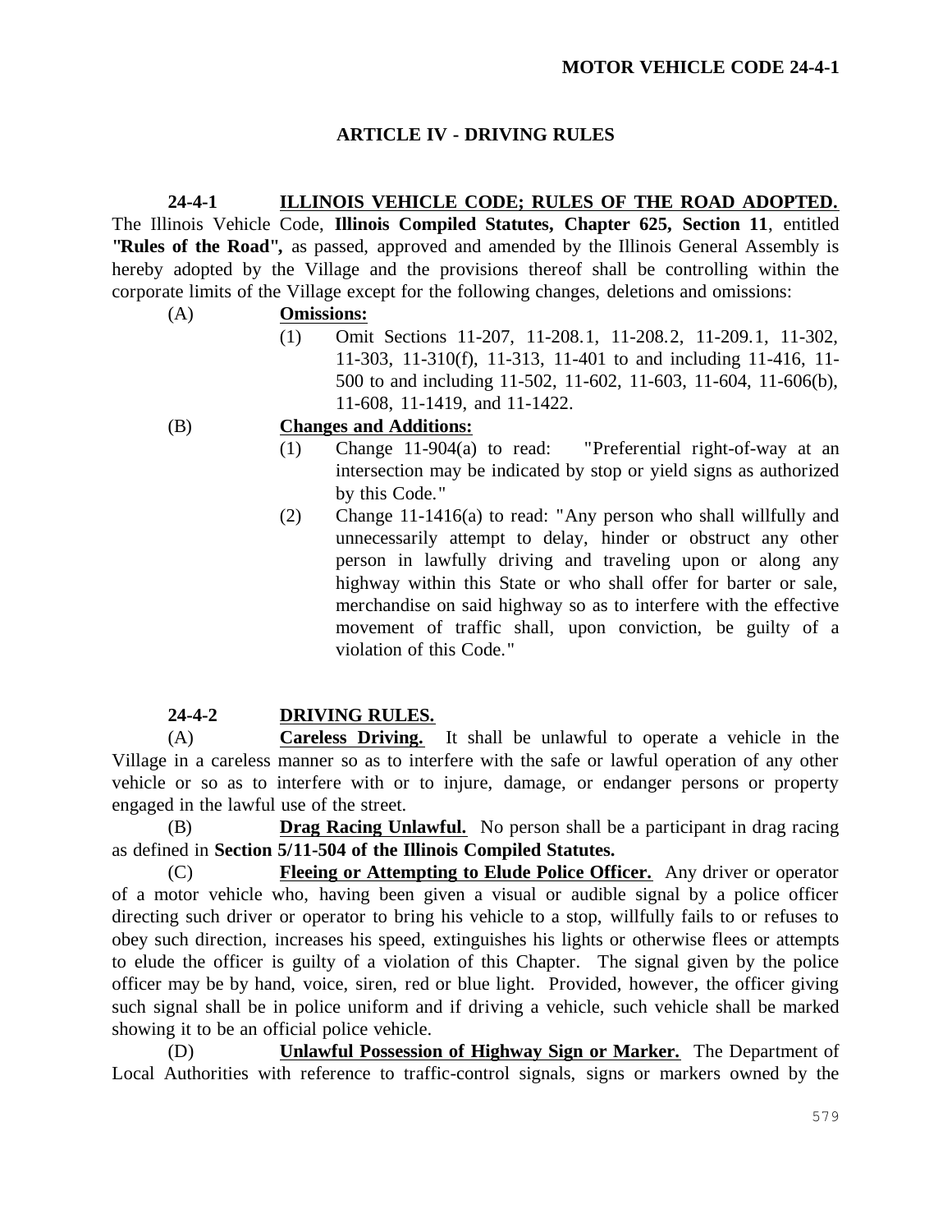## ARTICLE IV - DRIVING RULES

**24-4-1 ILLINOIS VEHICLE CODE; RULES OF THE ROAD ADOPTED.** The Illinois Vehicle Code, **Illinois Compiled Statutes, Chapter 625, Section 11**, entitled **"Rules of the Road",** as passed, approved and amended by the Illinois General Assembly is hereby adopted by the Village and the provisions thereof shall be controlling within the corporate limits of the Village except for the following changes, deletions and omissions:

(A) **Omissions:**

(1) Omit Sections 11-207, 11-208.1, 11-208.2, 11-209.1, 11-302, 11-303, 11-310(f), 11-313, 11-401 to and including 11-416, 11-500 to and including 11-502, 11-602, 11-603, 11-604, 11-606(b), 11-608, 11-1419, and 11-1422.

(B) **Changes and Additions:**

(1) Change 11-904(a) to read: "Preferential right-of-way at an intersection may be indicated by stop or yield signs as authorized by this Code."

(2) Change 11-1416(a) to read: "Any person who shall willfully and unnecessarily attempt to delay, hinder or obstruct any other person in lawfully driving and traveling upon or along any highway within this State or who shall offer for barter or sale, merchandise on said highway so as to interfere with the effective movement of traffic shall, upon conviction, be guilty of a violation of this Code."

**24-4-2 DRIVING RULES.**

(A) **Careless Driving.** It shall be unlawful to operate a vehicle in the Village in a careless manner so as to interfere with the safe or lawful operation of any other vehicle or so as to interfere with or to injure, damage, or endanger persons or property engaged in the lawful use of the street.

(B) **Drag Racing Unlawful.** No person shall be a participant in drag racing as defined in **Section 5/11-504 of the Illinois Compiled Statutes.**

(C) **Fleeing or Attempting to Elude Police Officer.** Any driver or operator of a motor vehicle who, having been given a visual or audible signal by a police officer directing such driver or operator to bring his vehicle to a stop, willfully fails to or refuses to obey such direction, increases his speed, extinguishes his lights or otherwise flees or attempts to elude the officer is guilty of a violation of this Chapter. The signal given by the police officer may be by hand, voice, siren, red or blue light. Provided, however, the officer giving such signal shall be in police uniform and if driving a vehicle, such vehicle shall be marked showing it to be an official police vehicle.

(D) **Unlawful Possession of Highway Sign or Marker.** The Department of Local Authorities with reference to traffic-control signals, signs or markers owned by the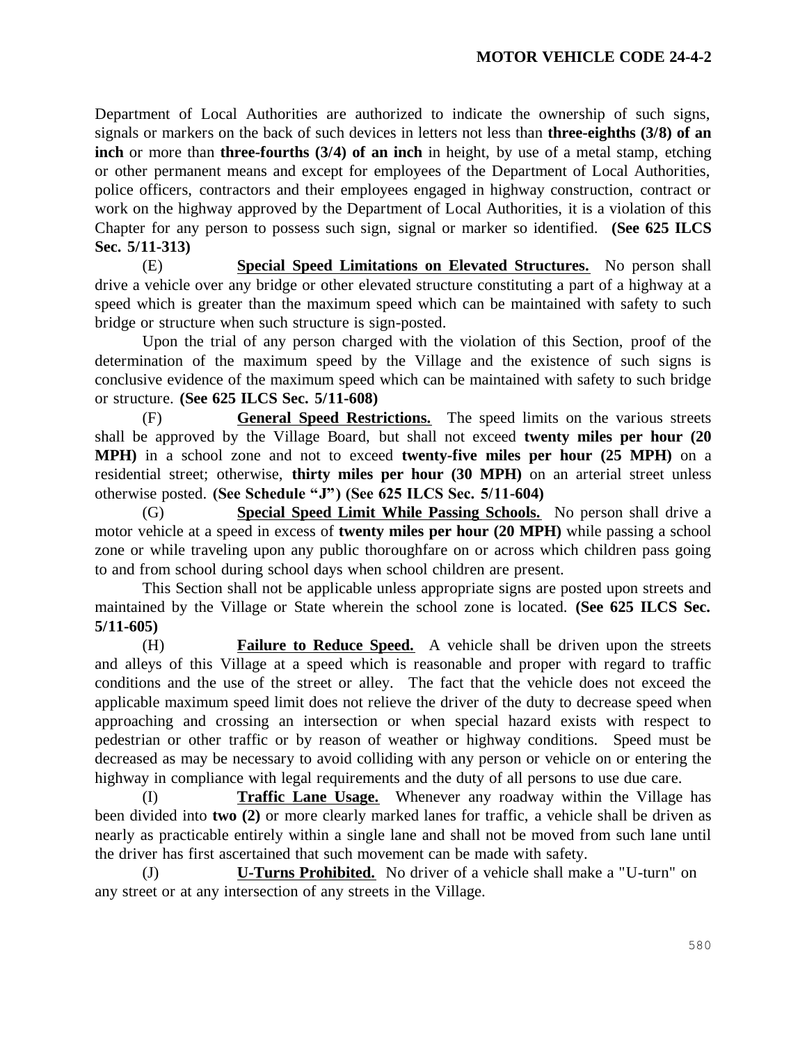Department of Local Authorities are authorized to indicate the ownership of such signs, signals or markers on the back of such devices in letters not less than **three-eighths (3/8) of an inch** or more than **three-fourths (3/4) of an inch** in height, by use of a metal stamp, etching or other permanent means and except for employees of the Department of Local Authorities, police officers, contractors and their employees engaged in highway construction, contract or work on the highway approved by the Department of Local Authorities, it is a violation of this Chapter for any person to possess such sign, signal or marker so identified. **(See 625 ILCS Sec. 5/11-313)**

(E) **Special Speed Limitations on Elevated Structures.** No person shall drive a vehicle over any bridge or other elevated structure constituting a part of a highway at a speed which is greater than the maximum speed which can be maintained with safety to such bridge or structure when such structure is sign-posted.

Upon the trial of any person charged with the violation of this Section, proof of the determination of the maximum speed by the Village and the existence of such signs is conclusive evidence of the maximum speed which can be maintained with safety to such bridge or structure. **(See 625 ILCS Sec. 5/11-608)**

(F) **General Speed Restrictions.** The speed limits on the various streets shall be approved by the Village Board, but shall not exceed **twenty miles per hour (20 MPH)** in a school zone and not to exceed **twenty-five miles per hour (25 MPH)** on a residential street; otherwise, **thirty miles per hour (30 MPH)** on an arterial street unless otherwise posted. **(See Schedule "J") (See 625 ILCS Sec. 5/11-604)**

(G) **Special Speed Limit While Passing Schools.** No person shall drive a motor vehicle at a speed in excess of **twenty miles per hour (20 MPH)** while passing a school zone or while traveling upon any public thoroughfare on or across which children pass going to and from school during school days when school children are present.

This Section shall not be applicable unless appropriate signs are posted upon streets and maintained by the Village or State wherein the school zone is located. **(See 625 ILCS Sec. 5/11-605)**

(H) **Failure to Reduce Speed.** A vehicle shall be driven upon the streets and alleys of this Village at a speed which is reasonable and proper with regard to traffic conditions and the use of the street or alley. The fact that the vehicle does not exceed the applicable maximum speed limit does not relieve the driver of the duty to decrease speed when approaching and crossing an intersection or when special hazard exists with respect to pedestrian or other traffic or by reason of weather or highway conditions. Speed must be decreased as may be necessary to avoid colliding with any person or vehicle on or entering the highway in compliance with legal requirements and the duty of all persons to use due care.

(I) **Traffic Lane Usage.** Whenever any roadway within the Village has been divided into **two (2)** or more clearly marked lanes for traffic, a vehicle shall be driven as nearly as practicable entirely within a single lane and shall not be moved from such lane until the driver has first ascertained that such movement can be made with safety.

(J) **U-Turns Prohibited.** No driver of a vehicle shall make a "U-turn" on any street or at any intersection of any streets in the Village.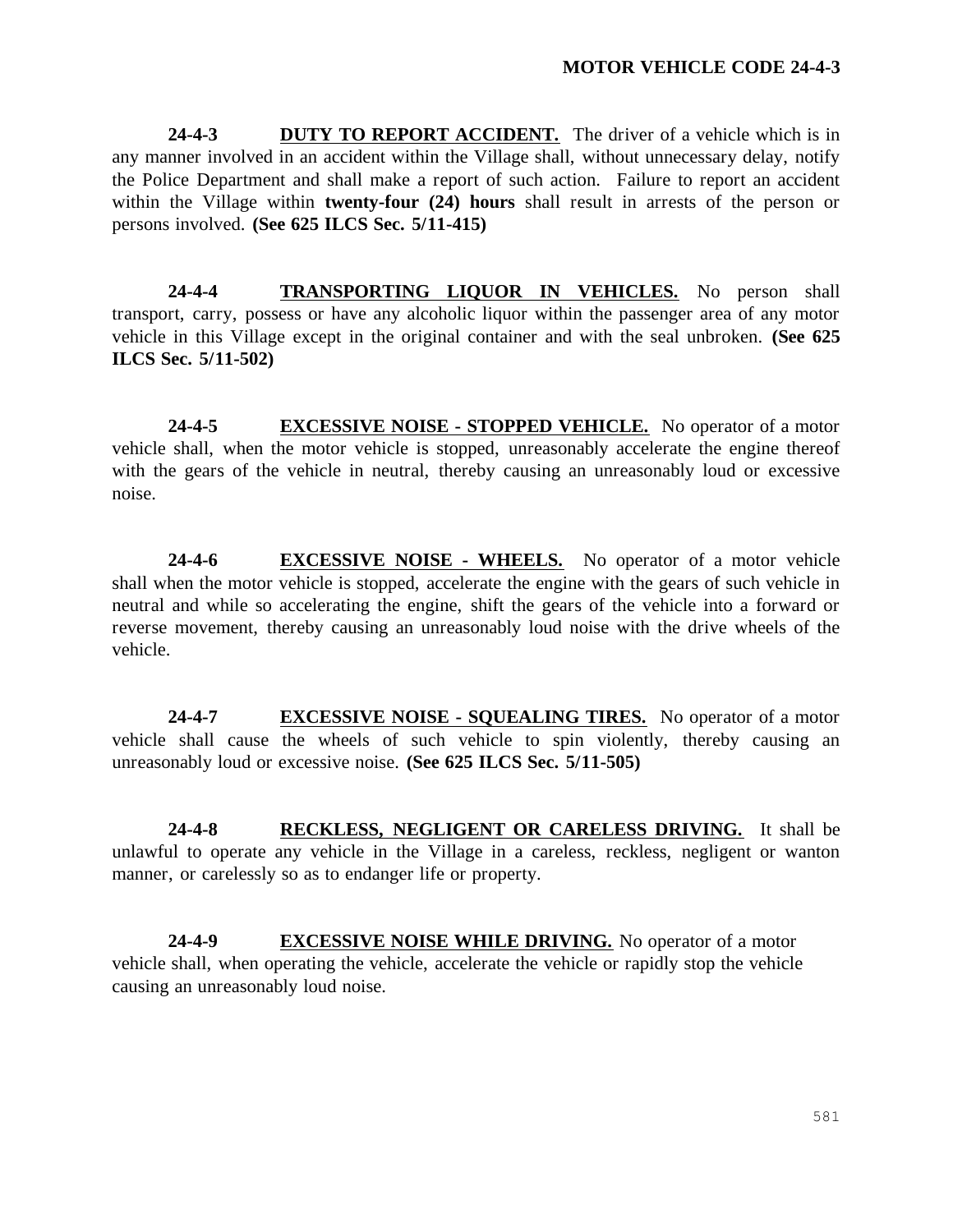**24-4-3** **<u>DUTY TO REPORT ACCIDENT.</u>** The driver of a vehicle which is in any manner involved in an accident within the Village shall, without unnecessary delay, notify the Police Department and shall make a report of such action. Failure to report an accident within the Village within **twenty-four (24) hours** shall result in arrests of the person or persons involved. **(See 625 ILCS Sec. 5/11-415)**

**24-4-4** **<u>TRANSPORTING LIQUOR IN VEHICLES.</u>** No person shall transport, carry, possess or have any alcoholic liquor within the passenger area of any motor vehicle in this Village except in the original container and with the seal unbroken. **(See 625 ILCS Sec. 5/11-502)**

**24-4-5** **<u>EXCESSIVE NOISE - STOPPED VEHICLE.</u>** No operator of a motor vehicle shall, when the motor vehicle is stopped, unreasonably accelerate the engine thereof with the gears of the vehicle in neutral, thereby causing an unreasonably loud or excessive noise.

**24-4-6** **<u>EXCESSIVE NOISE - WHEELS.</u>** No operator of a motor vehicle shall when the motor vehicle is stopped, accelerate the engine with the gears of such vehicle in neutral and while so accelerating the engine, shift the gears of the vehicle into a forward or reverse movement, thereby causing an unreasonably loud noise with the drive wheels of the vehicle.

**24-4-7** **<u>EXCESSIVE NOISE - SQUEALING TIRES.</u>** No operator of a motor vehicle shall cause the wheels of such vehicle to spin violently, thereby causing an unreasonably loud or excessive noise. **(See 625 ILCS Sec. 5/11-505)**

**24-4-8** **<u>RECKLESS, NEGLIGENT OR CARELESS DRIVING.</u>** It shall be unlawful to operate any vehicle in the Village in a careless, reckless, negligent or wanton manner, or carelessly so as to endanger life or property.

**24-4-9** **<u>EXCESSIVE NOISE WHILE DRIVING.</u>** No operator of a motor vehicle shall, when operating the vehicle, accelerate the vehicle or rapidly stop the vehicle causing an unreasonably loud noise.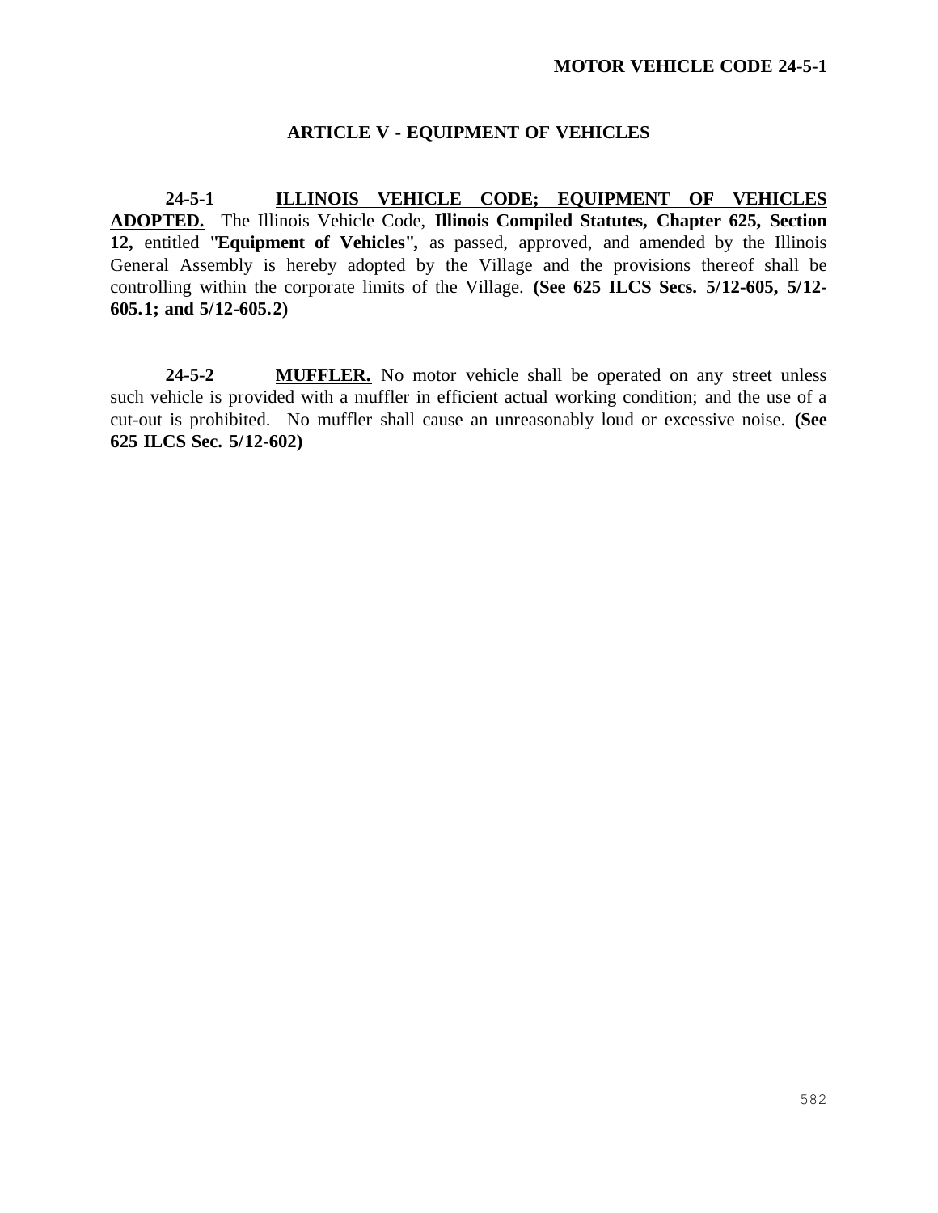## ARTICLE V - EQUIPMENT OF VEHICLES

**24-5-1** **ILLINOIS VEHICLE CODE; EQUIPMENT OF VEHICLES ADOPTED.** The Illinois Vehicle Code, **Illinois Compiled Statutes, Chapter 625, Section 12,** entitled **"Equipment of Vehicles",** as passed, approved, and amended by the Illinois General Assembly is hereby adopted by the Village and the provisions thereof shall be controlling within the corporate limits of the Village. **(See 625 ILCS Secs. 5/12-605, 5/12-605.1; and 5/12-605.2)**

**24-5-2** **MUFFLER.** No motor vehicle shall be operated on any street unless such vehicle is provided with a muffler in efficient actual working condition; and the use of a cut-out is prohibited. No muffler shall cause an unreasonably loud or excessive noise. **(See 625 ILCS Sec. 5/12-602)**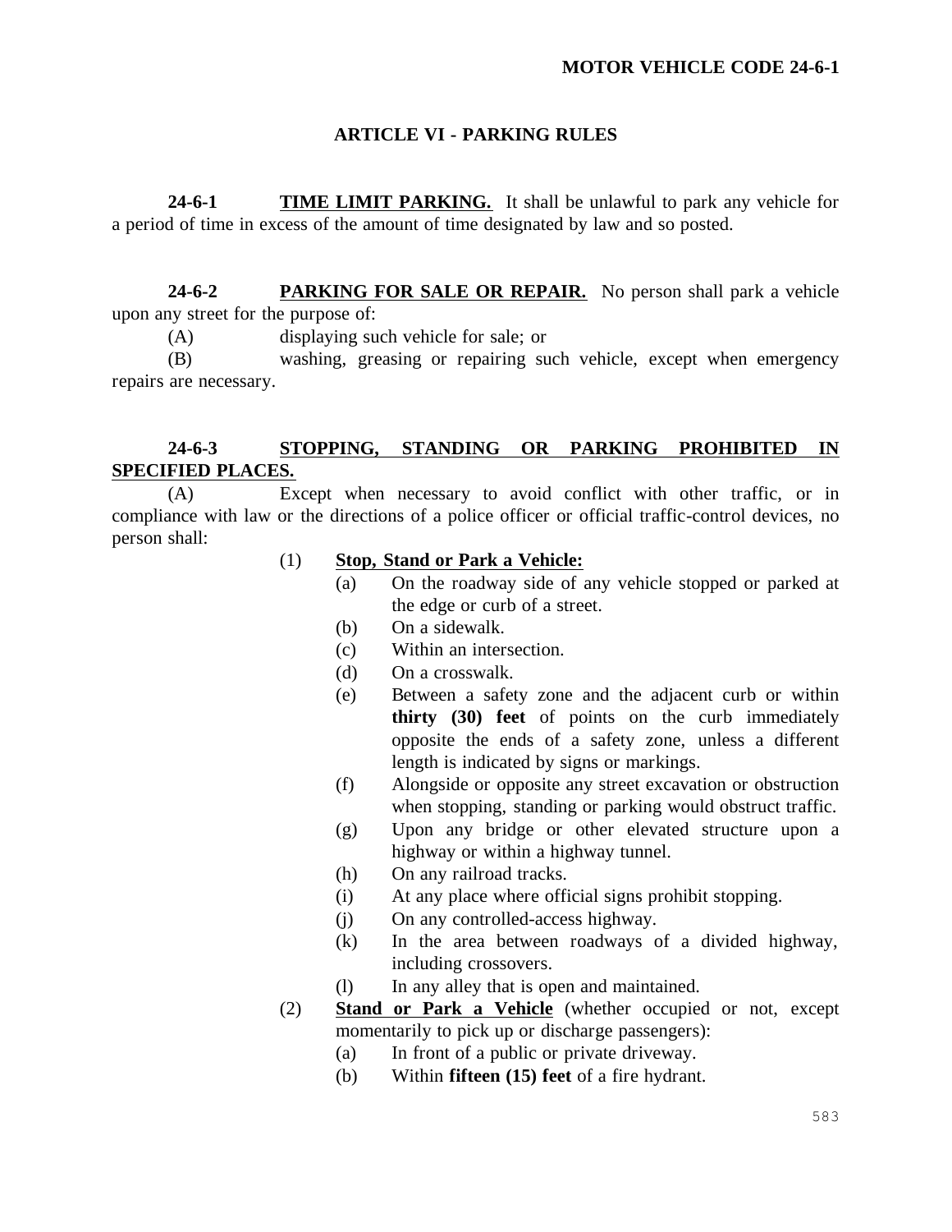## ARTICLE VI - PARKING RULES

**24-6-1** **TIME LIMIT PARKING.** It shall be unlawful to park any vehicle for a period of time in excess of the amount of time designated by law and so posted.

**24-6-2** **PARKING FOR SALE OR REPAIR.** No person shall park a vehicle upon any street for the purpose of:

(A) displaying such vehicle for sale; or

(B) washing, greasing or repairing such vehicle, except when emergency repairs are necessary.

**24-6-3** **STOPPING, STANDING OR PARKING PROHIBITED IN SPECIFIED PLACES.**

(A) Except when necessary to avoid conflict with other traffic, or in compliance with law or the directions of a police officer or official traffic-control devices, no person shall:

(1) **Stop, Stand or Park a Vehicle:**

- (a) On the roadway side of any vehicle stopped or parked at the edge or curb of a street.
- (b) On a sidewalk.
- (c) Within an intersection.
- (d) On a crosswalk.
- (e) Between a safety zone and the adjacent curb or within **thirty (30) feet** of points on the curb immediately opposite the ends of a safety zone, unless a different length is indicated by signs or markings.
- (f) Alongside or opposite any street excavation or obstruction when stopping, standing or parking would obstruct traffic.
- (g) Upon any bridge or other elevated structure upon a highway or within a highway tunnel.
- (h) On any railroad tracks.
- (i) At any place where official signs prohibit stopping.
- (j) On any controlled-access highway.
- (k) In the area between roadways of a divided highway, including crossovers.
- (l) In any alley that is open and maintained.

(2) **Stand or Park a Vehicle** (whether occupied or not, except momentarily to pick up or discharge passengers):

- (a) In front of a public or private driveway.
- (b) Within **fifteen (15) feet** of a fire hydrant.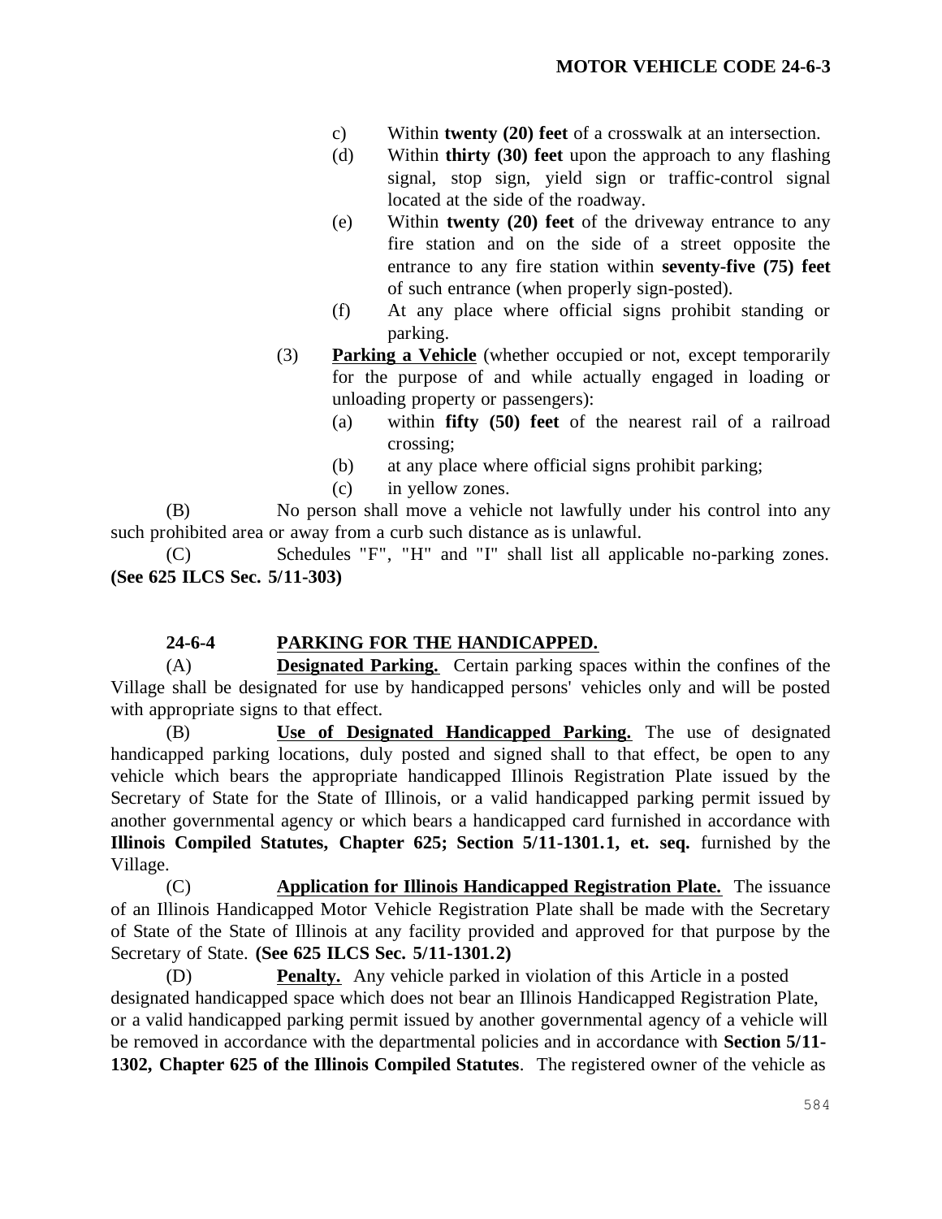c) Within **twenty (20) feet** of a crosswalk at an intersection.

(d) Within **thirty (30) feet** upon the approach to any flashing signal, stop sign, yield sign or traffic-control signal located at the side of the roadway.

(e) Within **twenty (20) feet** of the driveway entrance to any fire station and on the side of a street opposite the entrance to any fire station within **seventy-five (75) feet** of such entrance (when properly sign-posted).

(f) At any place where official signs prohibit standing or parking.

(3) **Parking a Vehicle** (whether occupied or not, except temporarily for the purpose of and while actually engaged in loading or unloading property or passengers):

(a) within **fifty (50) feet** of the nearest rail of a railroad crossing;

(b) at any place where official signs prohibit parking;

(c) in yellow zones.

(B) No person shall move a vehicle not lawfully under his control into any such prohibited area or away from a curb such distance as is unlawful.

(C) Schedules "F", "H" and "I" shall list all applicable no-parking zones. **(See 625 ILCS Sec. 5/11-303)**

### 24-6-4 PARKING FOR THE HANDICAPPED.

(A) **Designated Parking.** Certain parking spaces within the confines of the Village shall be designated for use by handicapped persons' vehicles only and will be posted with appropriate signs to that effect.

(B) **Use of Designated Handicapped Parking.** The use of designated handicapped parking locations, duly posted and signed shall to that effect, be open to any vehicle which bears the appropriate handicapped Illinois Registration Plate issued by the Secretary of State for the State of Illinois, or a valid handicapped parking permit issued by another governmental agency or which bears a handicapped card furnished in accordance with **Illinois Compiled Statutes, Chapter 625; Section 5/11-1301.1, et. seq.** furnished by the Village.

(C) **Application for Illinois Handicapped Registration Plate.** The issuance of an Illinois Handicapped Motor Vehicle Registration Plate shall be made with the Secretary of State of the State of Illinois at any facility provided and approved for that purpose by the Secretary of State. **(See 625 ILCS Sec. 5/11-1301.2)**

(D) **Penalty.** Any vehicle parked in violation of this Article in a posted designated handicapped space which does not bear an Illinois Handicapped Registration Plate, or a valid handicapped parking permit issued by another governmental agency of a vehicle will be removed in accordance with the departmental policies and in accordance with **Section 5/11-1302, Chapter 625 of the Illinois Compiled Statutes**. The registered owner of the vehicle as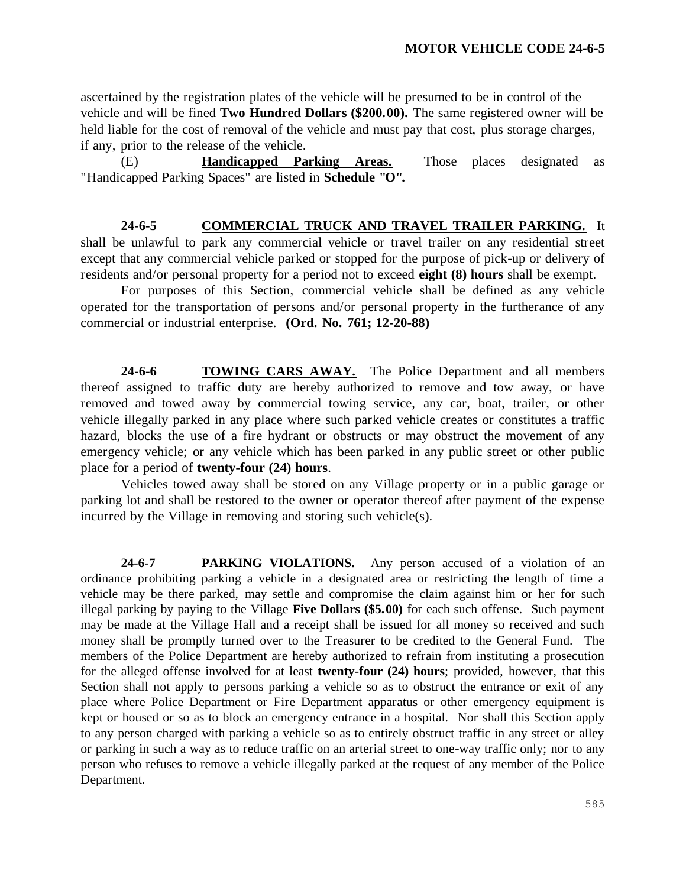ascertained by the registration plates of the vehicle will be presumed to be in control of the vehicle and will be fined **Two Hundred Dollars ($200.00).** The same registered owner will be held liable for the cost of removal of the vehicle and must pay that cost, plus storage charges, if any, prior to the release of the vehicle.

(E) **Handicapped Parking Areas.** Those places designated as "Handicapped Parking Spaces" are listed in **Schedule "O".**

**24-6-5 COMMERCIAL TRUCK AND TRAVEL TRAILER PARKING.** It shall be unlawful to park any commercial vehicle or travel trailer on any residential street except that any commercial vehicle parked or stopped for the purpose of pick-up or delivery of residents and/or personal property for a period not to exceed **eight (8) hours** shall be exempt.

For purposes of this Section, commercial vehicle shall be defined as any vehicle operated for the transportation of persons and/or personal property in the furtherance of any commercial or industrial enterprise. **(Ord. No. 761; 12-20-88)**

**24-6-6 TOWING CARS AWAY.** The Police Department and all members thereof assigned to traffic duty are hereby authorized to remove and tow away, or have removed and towed away by commercial towing service, any car, boat, trailer, or other vehicle illegally parked in any place where such parked vehicle creates or constitutes a traffic hazard, blocks the use of a fire hydrant or obstructs or may obstruct the movement of any emergency vehicle; or any vehicle which has been parked in any public street or other public place for a period of **twenty-four (24) hours**.

Vehicles towed away shall be stored on any Village property or in a public garage or parking lot and shall be restored to the owner or operator thereof after payment of the expense incurred by the Village in removing and storing such vehicle(s).

**24-6-7 PARKING VIOLATIONS.** Any person accused of a violation of an ordinance prohibiting parking a vehicle in a designated area or restricting the length of time a vehicle may be there parked, may settle and compromise the claim against him or her for such illegal parking by paying to the Village **Five Dollars ($5.00)** for each such offense. Such payment may be made at the Village Hall and a receipt shall be issued for all money so received and such money shall be promptly turned over to the Treasurer to be credited to the General Fund. The members of the Police Department are hereby authorized to refrain from instituting a prosecution for the alleged offense involved for at least **twenty-four (24) hours**; provided, however, that this Section shall not apply to persons parking a vehicle so as to obstruct the entrance or exit of any place where Police Department or Fire Department apparatus or other emergency equipment is kept or housed or so as to block an emergency entrance in a hospital. Nor shall this Section apply to any person charged with parking a vehicle so as to entirely obstruct traffic in any street or alley or parking in such a way as to reduce traffic on an arterial street to one-way traffic only; nor to any person who refuses to remove a vehicle illegally parked at the request of any member of the Police Department.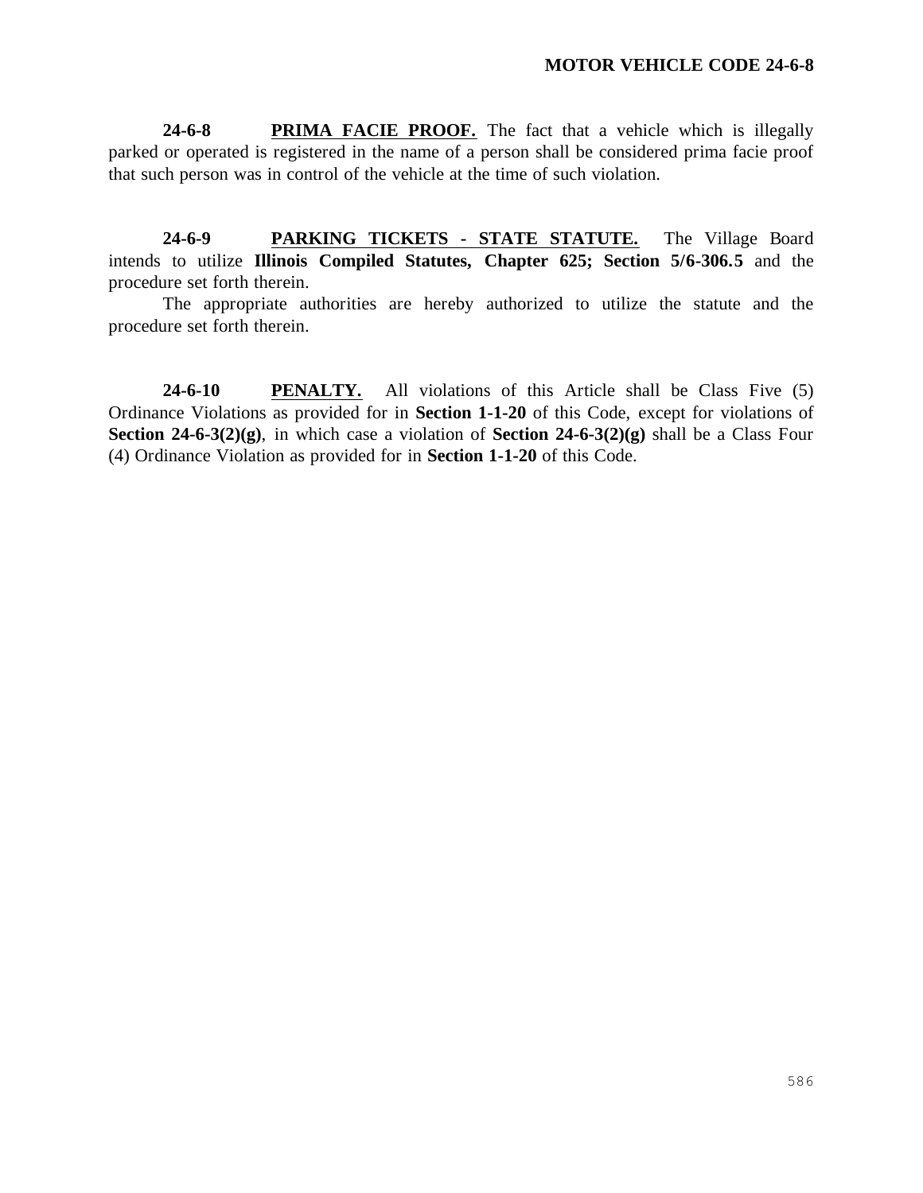**24-6-8 PRIMA FACIE PROOF.** The fact that a vehicle which is illegally parked or operated is registered in the name of a person shall be considered prima facie proof that such person was in control of the vehicle at the time of such violation.

**24-6-9 PARKING TICKETS - STATE STATUTE.** The Village Board intends to utilize **Illinois Compiled Statutes, Chapter 625; Section 5/6-306.5** and the procedure set forth therein.

The appropriate authorities are hereby authorized to utilize the statute and the procedure set forth therein.

**24-6-10 PENALTY.** All violations of this Article shall be Class Five (5) Ordinance Violations as provided for in **Section 1-1-20** of this Code, except for violations of **Section 24-6-3(2)(g)**, in which case a violation of **Section 24-6-3(2)(g)** shall be a Class Four (4) Ordinance Violation as provided for in **Section 1-1-20** of this Code.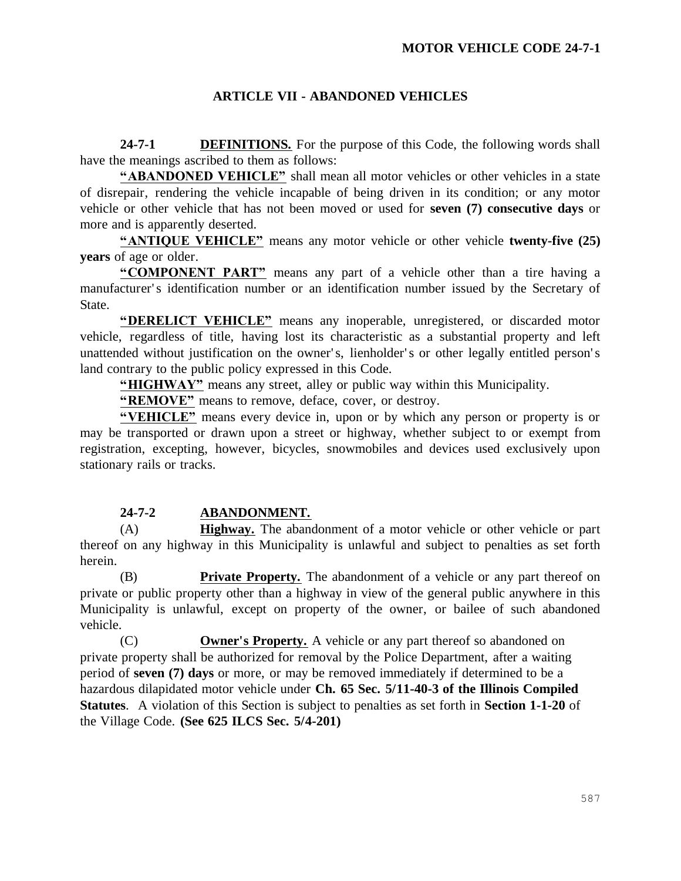## ARTICLE VII - ABANDONED VEHICLES

**24-7-1 DEFINITIONS.** For the purpose of this Code, the following words shall have the meanings ascribed to them as follows:

**"ABANDONED VEHICLE"** shall mean all motor vehicles or other vehicles in a state of disrepair, rendering the vehicle incapable of being driven in its condition; or any motor vehicle or other vehicle that has not been moved or used for **seven (7) consecutive days** or more and is apparently deserted.

**"ANTIQUE VEHICLE"** means any motor vehicle or other vehicle **twenty-five (25) years** of age or older.

**"COMPONENT PART"** means any part of a vehicle other than a tire having a manufacturer's identification number or an identification number issued by the Secretary of State.

**"DERELICT VEHICLE"** means any inoperable, unregistered, or discarded motor vehicle, regardless of title, having lost its characteristic as a substantial property and left unattended without justification on the owner's, lienholder's or other legally entitled person's land contrary to the public policy expressed in this Code.

**"HIGHWAY"** means any street, alley or public way within this Municipality.

**"REMOVE"** means to remove, deface, cover, or destroy.

**"VEHICLE"** means every device in, upon or by which any person or property is or may be transported or drawn upon a street or highway, whether subject to or exempt from registration, excepting, however, bicycles, snowmobiles and devices used exclusively upon stationary rails or tracks.

**24-7-2 ABANDONMENT.**

(A) **Highway.** The abandonment of a motor vehicle or other vehicle or part thereof on any highway in this Municipality is unlawful and subject to penalties as set forth herein.

(B) **Private Property.** The abandonment of a vehicle or any part thereof on private or public property other than a highway in view of the general public anywhere in this Municipality is unlawful, except on property of the owner, or bailee of such abandoned vehicle.

(C) **Owner's Property.** A vehicle or any part thereof so abandoned on private property shall be authorized for removal by the Police Department, after a waiting period of **seven (7) days** or more, or may be removed immediately if determined to be a hazardous dilapidated motor vehicle under **Ch. 65 Sec. 5/11-40-3 of the Illinois Compiled Statutes**. A violation of this Section is subject to penalties as set forth in **Section 1-1-20** of the Village Code. **(See 625 ILCS Sec. 5/4-201)**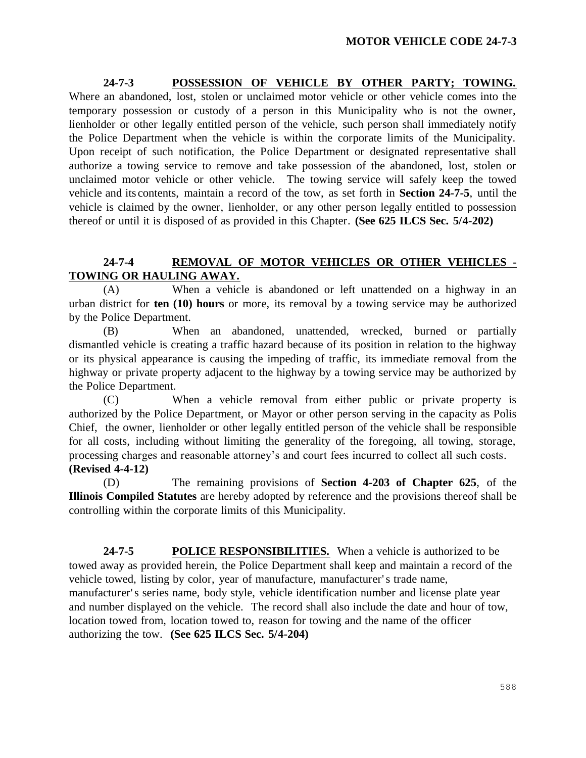**24-7-3 POSSESSION OF VEHICLE BY OTHER PARTY; TOWING.** Where an abandoned, lost, stolen or unclaimed motor vehicle or other vehicle comes into the temporary possession or custody of a person in this Municipality who is not the owner, lienholder or other legally entitled person of the vehicle, such person shall immediately notify the Police Department when the vehicle is within the corporate limits of the Municipality. Upon receipt of such notification, the Police Department or designated representative shall authorize a towing service to remove and take possession of the abandoned, lost, stolen or unclaimed motor vehicle or other vehicle. The towing service will safely keep the towed vehicle and its contents, maintain a record of the tow, as set forth in **Section 24-7-5**, until the vehicle is claimed by the owner, lienholder, or any other person legally entitled to possession thereof or until it is disposed of as provided in this Chapter. **(See 625 ILCS Sec. 5/4-202)**

**24-7-4 REMOVAL OF MOTOR VEHICLES OR OTHER VEHICLES - TOWING OR HAULING AWAY.**

(A) When a vehicle is abandoned or left unattended on a highway in an urban district for **ten (10) hours** or more, its removal by a towing service may be authorized by the Police Department.

(B) When an abandoned, unattended, wrecked, burned or partially dismantled vehicle is creating a traffic hazard because of its position in relation to the highway or its physical appearance is causing the impeding of traffic, its immediate removal from the highway or private property adjacent to the highway by a towing service may be authorized by the Police Department.

(C) When a vehicle removal from either public or private property is authorized by the Police Department, or Mayor or other person serving in the capacity as Polis Chief, the owner, lienholder or other legally entitled person of the vehicle shall be responsible for all costs, including without limiting the generality of the foregoing, all towing, storage, processing charges and reasonable attorney's and court fees incurred to collect all such costs. **(Revised 4-4-12)**

(D) The remaining provisions of **Section 4-203 of Chapter 625**, of the **Illinois Compiled Statutes** are hereby adopted by reference and the provisions thereof shall be controlling within the corporate limits of this Municipality.

**24-7-5 POLICE RESPONSIBILITIES.** When a vehicle is authorized to be towed away as provided herein, the Police Department shall keep and maintain a record of the vehicle towed, listing by color, year of manufacture, manufacturer's trade name, manufacturer's series name, body style, vehicle identification number and license plate year and number displayed on the vehicle. The record shall also include the date and hour of tow, location towed from, location towed to, reason for towing and the name of the officer authorizing the tow. **(See 625 ILCS Sec. 5/4-204)**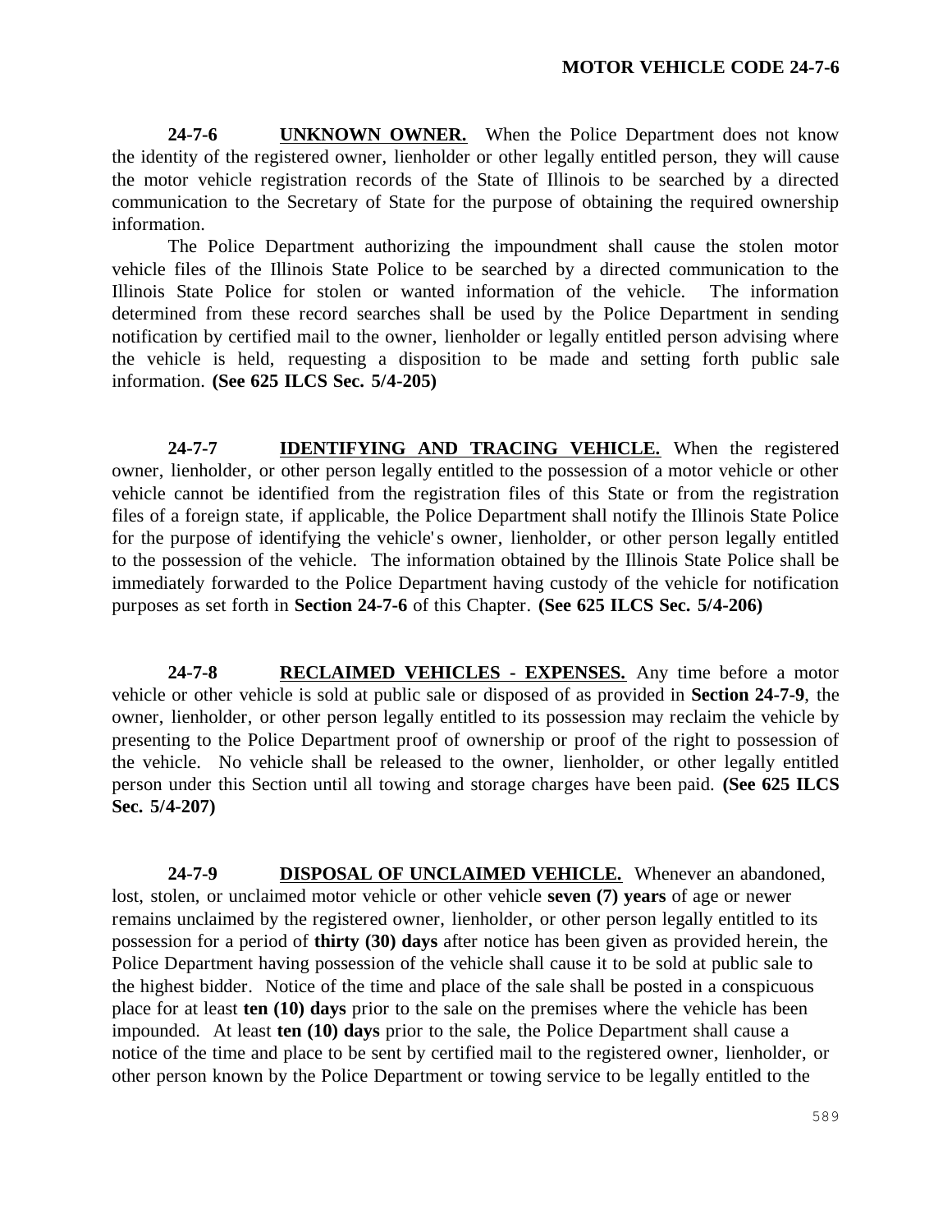**24-7-6** **UNKNOWN OWNER.** When the Police Department does not know the identity of the registered owner, lienholder or other legally entitled person, they will cause the motor vehicle registration records of the State of Illinois to be searched by a directed communication to the Secretary of State for the purpose of obtaining the required ownership information.

The Police Department authorizing the impoundment shall cause the stolen motor vehicle files of the Illinois State Police to be searched by a directed communication to the Illinois State Police for stolen or wanted information of the vehicle. The information determined from these record searches shall be used by the Police Department in sending notification by certified mail to the owner, lienholder or legally entitled person advising where the vehicle is held, requesting a disposition to be made and setting forth public sale information. **(See 625 ILCS Sec. 5/4-205)**

**24-7-7** **IDENTIFYING AND TRACING VEHICLE.** When the registered owner, lienholder, or other person legally entitled to the possession of a motor vehicle or other vehicle cannot be identified from the registration files of this State or from the registration files of a foreign state, if applicable, the Police Department shall notify the Illinois State Police for the purpose of identifying the vehicle's owner, lienholder, or other person legally entitled to the possession of the vehicle. The information obtained by the Illinois State Police shall be immediately forwarded to the Police Department having custody of the vehicle for notification purposes as set forth in **Section 24-7-6** of this Chapter. **(See 625 ILCS Sec. 5/4-206)**

**24-7-8** **RECLAIMED VEHICLES - EXPENSES.** Any time before a motor vehicle or other vehicle is sold at public sale or disposed of as provided in **Section 24-7-9**, the owner, lienholder, or other person legally entitled to its possession may reclaim the vehicle by presenting to the Police Department proof of ownership or proof of the right to possession of the vehicle. No vehicle shall be released to the owner, lienholder, or other legally entitled person under this Section until all towing and storage charges have been paid. **(See 625 ILCS Sec. 5/4-207)**

**24-7-9** **DISPOSAL OF UNCLAIMED VEHICLE.** Whenever an abandoned, lost, stolen, or unclaimed motor vehicle or other vehicle **seven (7) years** of age or newer remains unclaimed by the registered owner, lienholder, or other person legally entitled to its possession for a period of **thirty (30) days** after notice has been given as provided herein, the Police Department having possession of the vehicle shall cause it to be sold at public sale to the highest bidder. Notice of the time and place of the sale shall be posted in a conspicuous place for at least **ten (10) days** prior to the sale on the premises where the vehicle has been impounded. At least **ten (10) days** prior to the sale, the Police Department shall cause a notice of the time and place to be sent by certified mail to the registered owner, lienholder, or other person known by the Police Department or towing service to be legally entitled to the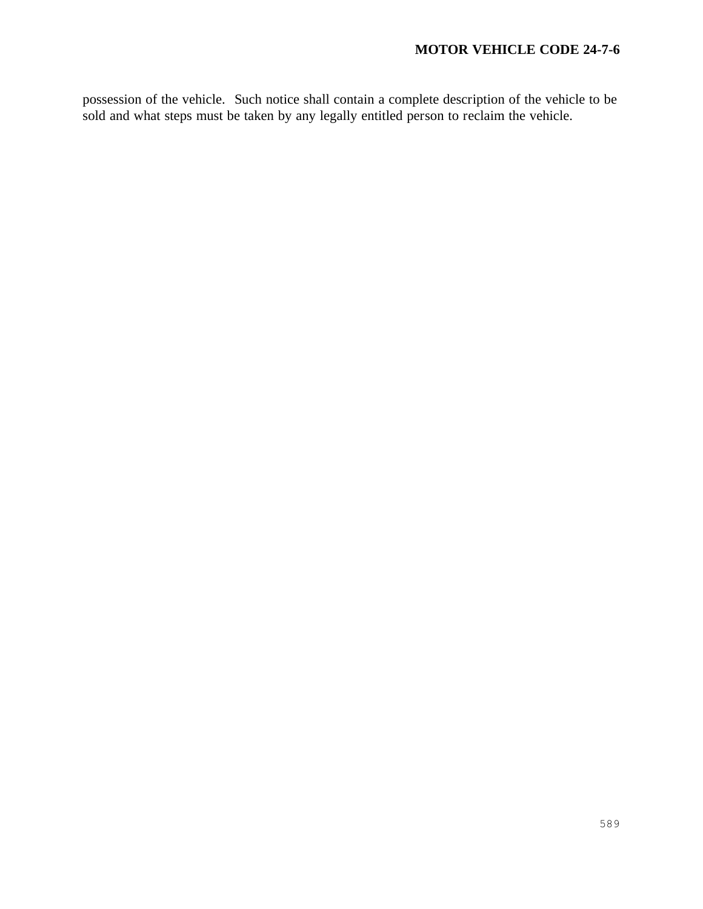possession of the vehicle. Such notice shall contain a complete description of the vehicle to be sold and what steps must be taken by any legally entitled person to reclaim the vehicle.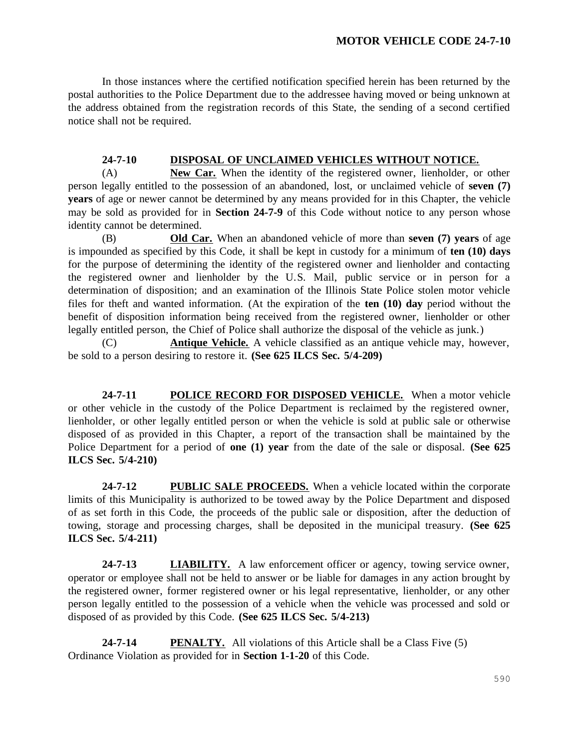In those instances where the certified notification specified herein has been returned by the postal authorities to the Police Department due to the addressee having moved or being unknown at the address obtained from the registration records of this State, the sending of a second certified notice shall not be required.

**24-7-10 <u>DISPOSAL OF UNCLAIMED VEHICLES WITHOUT NOTICE.</u>**

(A) **<u>New Car.</u>** When the identity of the registered owner, lienholder, or other person legally entitled to the possession of an abandoned, lost, or unclaimed vehicle of **seven (7) years** of age or newer cannot be determined by any means provided for in this Chapter, the vehicle may be sold as provided for in **Section 24-7-9** of this Code without notice to any person whose identity cannot be determined.

(B) **<u>Old Car.</u>** When an abandoned vehicle of more than **seven (7) years** of age is impounded as specified by this Code, it shall be kept in custody for a minimum of **ten (10) days** for the purpose of determining the identity of the registered owner and lienholder and contacting the registered owner and lienholder by the U.S. Mail, public service or in person for a determination of disposition; and an examination of the Illinois State Police stolen motor vehicle files for theft and wanted information. (At the expiration of the **ten (10) day** period without the benefit of disposition information being received from the registered owner, lienholder or other legally entitled person, the Chief of Police shall authorize the disposal of the vehicle as junk.)

(C) **<u>Antique Vehicle.</u>** A vehicle classified as an antique vehicle may, however, be sold to a person desiring to restore it. **(See 625 ILCS Sec. 5/4-209)**

**24-7-11 <u>POLICE RECORD FOR DISPOSED VEHICLE.</u>** When a motor vehicle or other vehicle in the custody of the Police Department is reclaimed by the registered owner, lienholder, or other legally entitled person or when the vehicle is sold at public sale or otherwise disposed of as provided in this Chapter, a report of the transaction shall be maintained by the Police Department for a period of **one (1) year** from the date of the sale or disposal. **(See 625 ILCS Sec. 5/4-210)**

**24-7-12 <u>PUBLIC SALE PROCEEDS.</u>** When a vehicle located within the corporate limits of this Municipality is authorized to be towed away by the Police Department and disposed of as set forth in this Code, the proceeds of the public sale or disposition, after the deduction of towing, storage and processing charges, shall be deposited in the municipal treasury. **(See 625 ILCS Sec. 5/4-211)**

**24-7-13 <u>LIABILITY.</u>** A law enforcement officer or agency, towing service owner, operator or employee shall not be held to answer or be liable for damages in any action brought by the registered owner, former registered owner or his legal representative, lienholder, or any other person legally entitled to the possession of a vehicle when the vehicle was processed and sold or disposed of as provided by this Code. **(See 625 ILCS Sec. 5/4-213)**

**24-7-14 <u>PENALTY.</u>** All violations of this Article shall be a Class Five (5) Ordinance Violation as provided for in **Section 1-1-20** of this Code.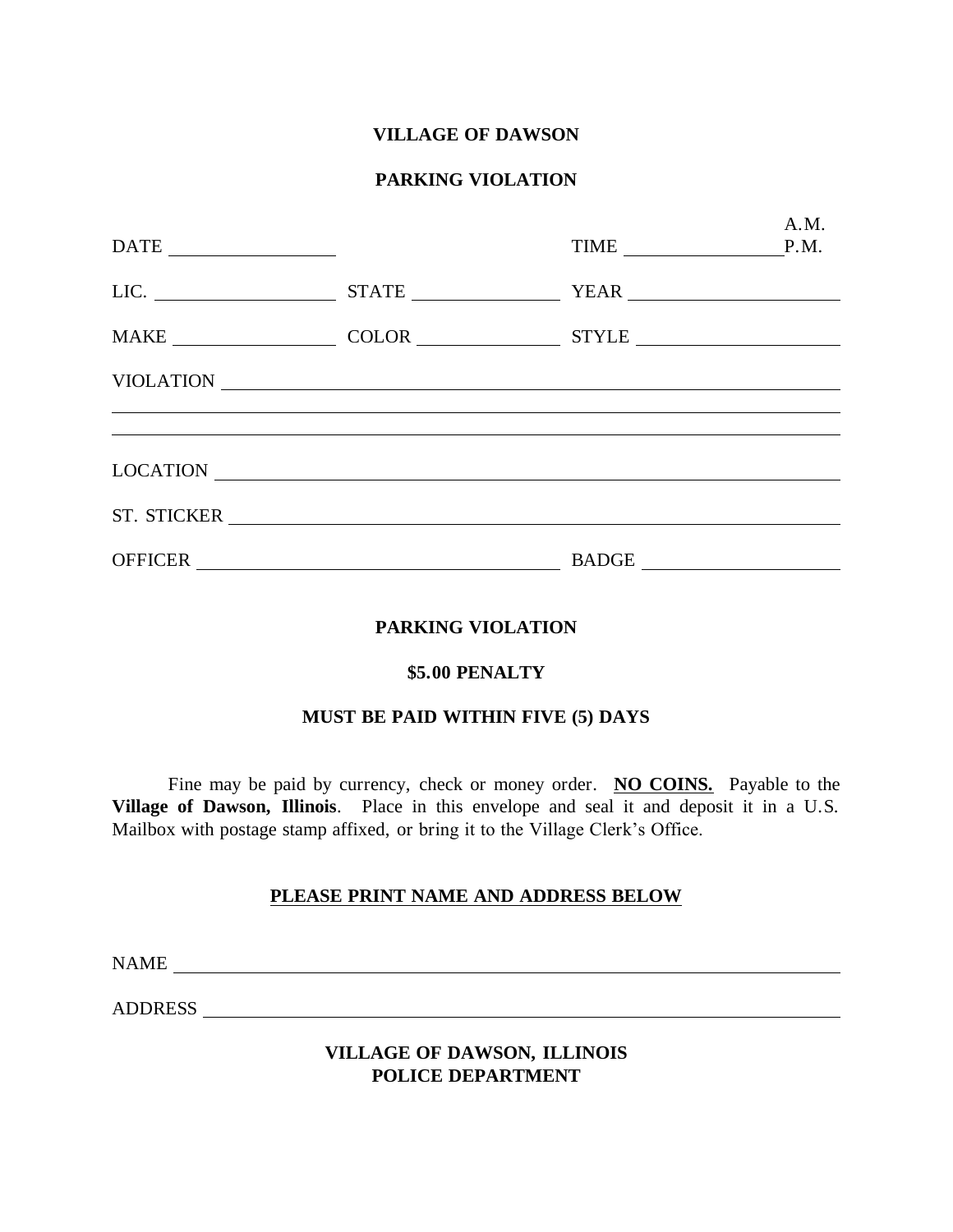**VILLAGE OF DAWSON**

**PARKING VIOLATION**

DATE ________________ TIME ________________ A.M. P.M.

LIC. ________________ STATE ________________ YEAR ________________

MAKE ________________ COLOR ________________ STYLE ________________

VIOLATION ________________________________________________

________________________________________________

________________________________________________

LOCATION ________________________________________________

ST. STICKER ________________________________________________

OFFICER ________________________________ BADGE ________________

**PARKING VIOLATION**

**$5.00 PENALTY**

**MUST BE PAID WITHIN FIVE (5) DAYS**

Fine may be paid by currency, check or money order. **NO COINS.** Payable to the **Village of Dawson, Illinois**. Place in this envelope and seal it and deposit it in a U.S. Mailbox with postage stamp affixed, or bring it to the Village Clerk's Office.

**PLEASE PRINT NAME AND ADDRESS BELOW**

NAME ________________________________________________

ADDRESS ________________________________________________

**VILLAGE OF DAWSON, ILLINOIS**
**POLICE DEPARTMENT**